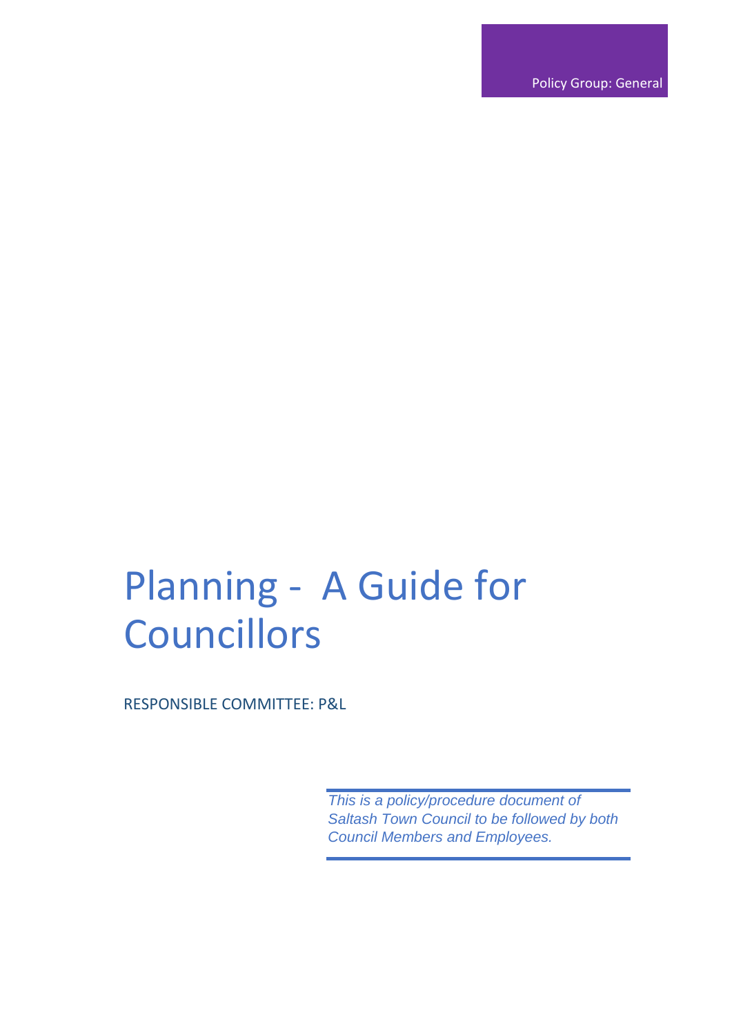Policy Group: General

# Planning - A Guide for Councillors

RESPONSIBLE COMMITTEE: P&L

*This is a policy/procedure document of Saltash Town Council to be followed by both Council Members and Employees.*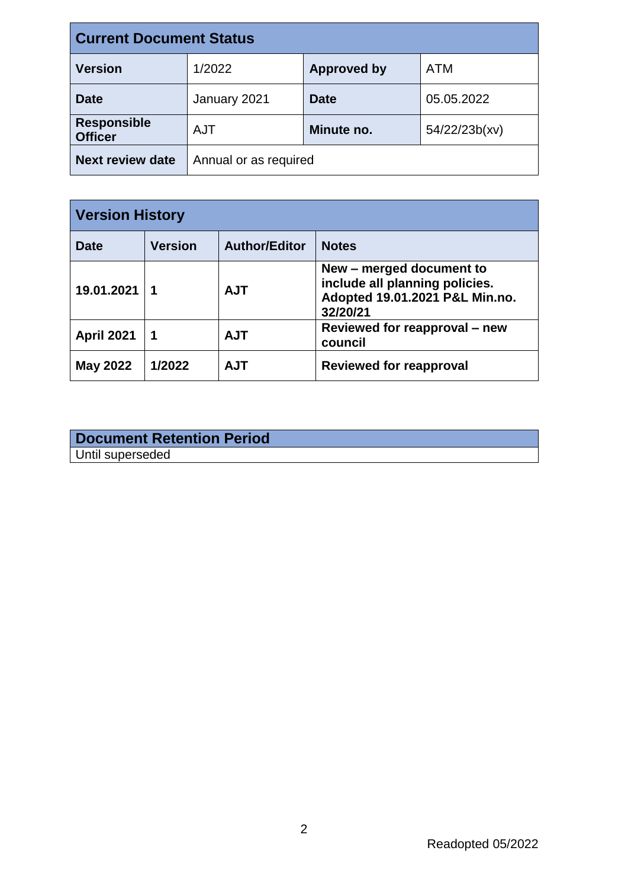| Current Document Status | | | |
|---|---|---|---|
| **Version** | 1/2022 | **Approved by** | ATM |
| **Date** | January 2021 | **Date** | 05.05.2022 |
| **Responsible Officer** | AJT | **Minute no.** | 54/22/23b(xv) |
| **Next review date** | Annual or as required | | |

| Version History | | | |
|---|---|---|---|
| **Date** | **Version** | **Author/Editor** | **Notes** |
| **19.01.2021** | **1** | **AJT** | **New – merged document to include all planning policies. Adopted 19.01.2021 P&L Min.no. 32/20/21** |
| **April 2021** | **1** | **AJT** | **Reviewed for reapproval – new council** |
| **May 2022** | **1/2022** | **AJT** | **Reviewed for reapproval** |

| Document Retention Period |
|---|
| Until superseded |

Readopted 05/2022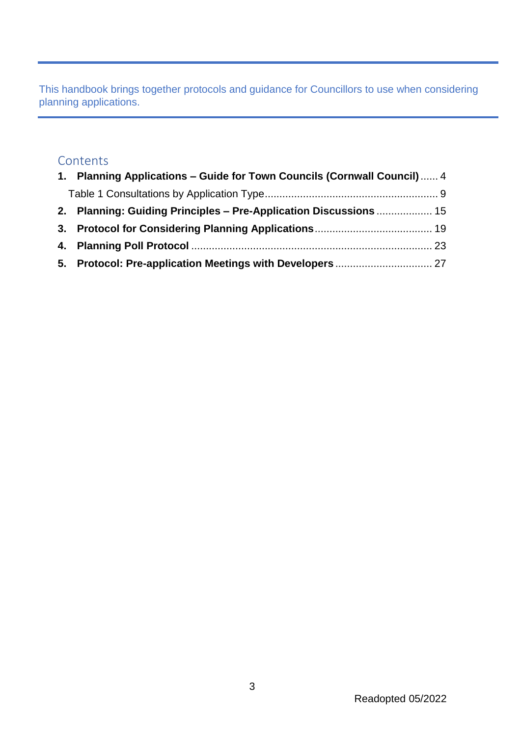This handbook brings together protocols and guidance for Councillors to use when considering planning applications.

## Contents

1. **Planning Applications – Guide for Town Councils (Cornwall Council)** ...... 4
   - Table 1 Consultations by Application Type ...... 9
2. **Planning: Guiding Principles – Pre-Application Discussions** ...... 15
3. **Protocol for Considering Planning Applications** ...... 19
4. **Planning Poll Protocol** ...... 23
5. **Protocol: Pre-application Meetings with Developers** ...... 27

Readopted 05/2022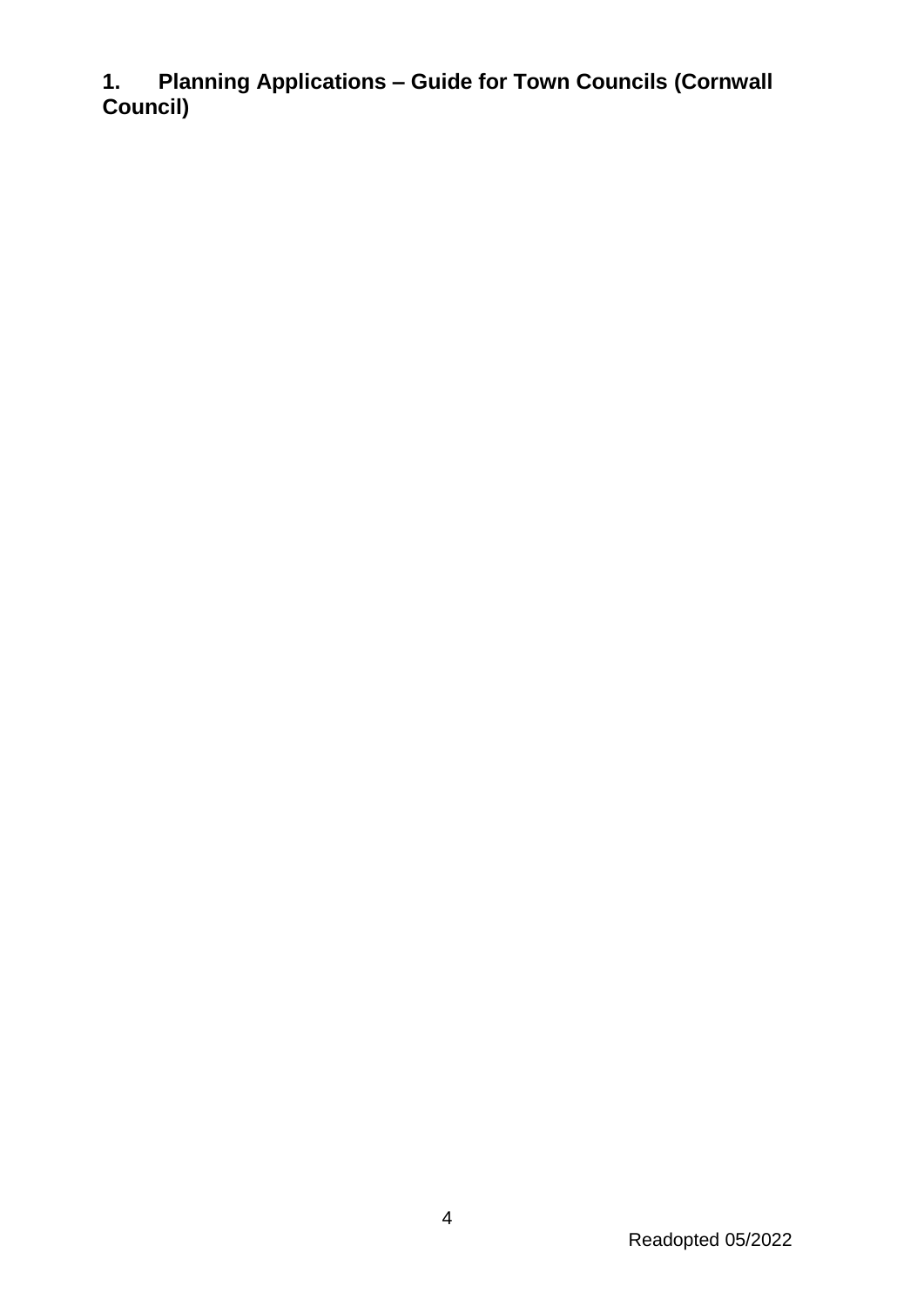## 1. Planning Applications – Guide for Town Councils (Cornwall Council)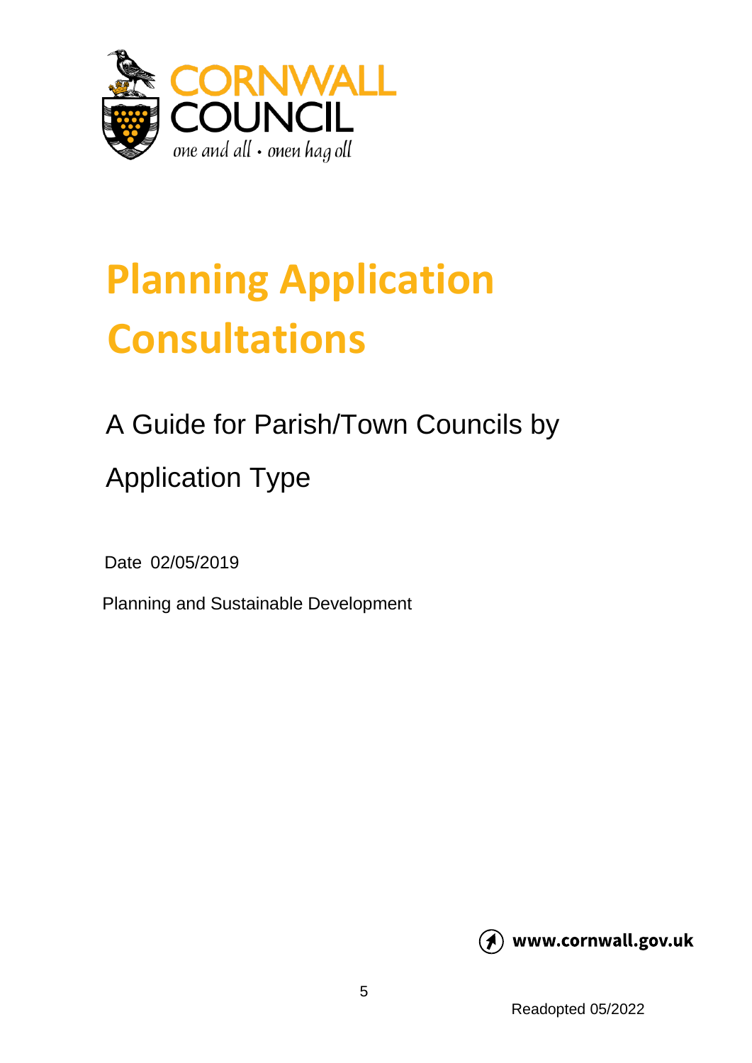# Planning Application Consultations

A Guide for Parish/Town Councils by Application Type

Date 02/05/2019

Planning and Sustainable Development

www.cornwall.gov.uk

Readopted 05/2022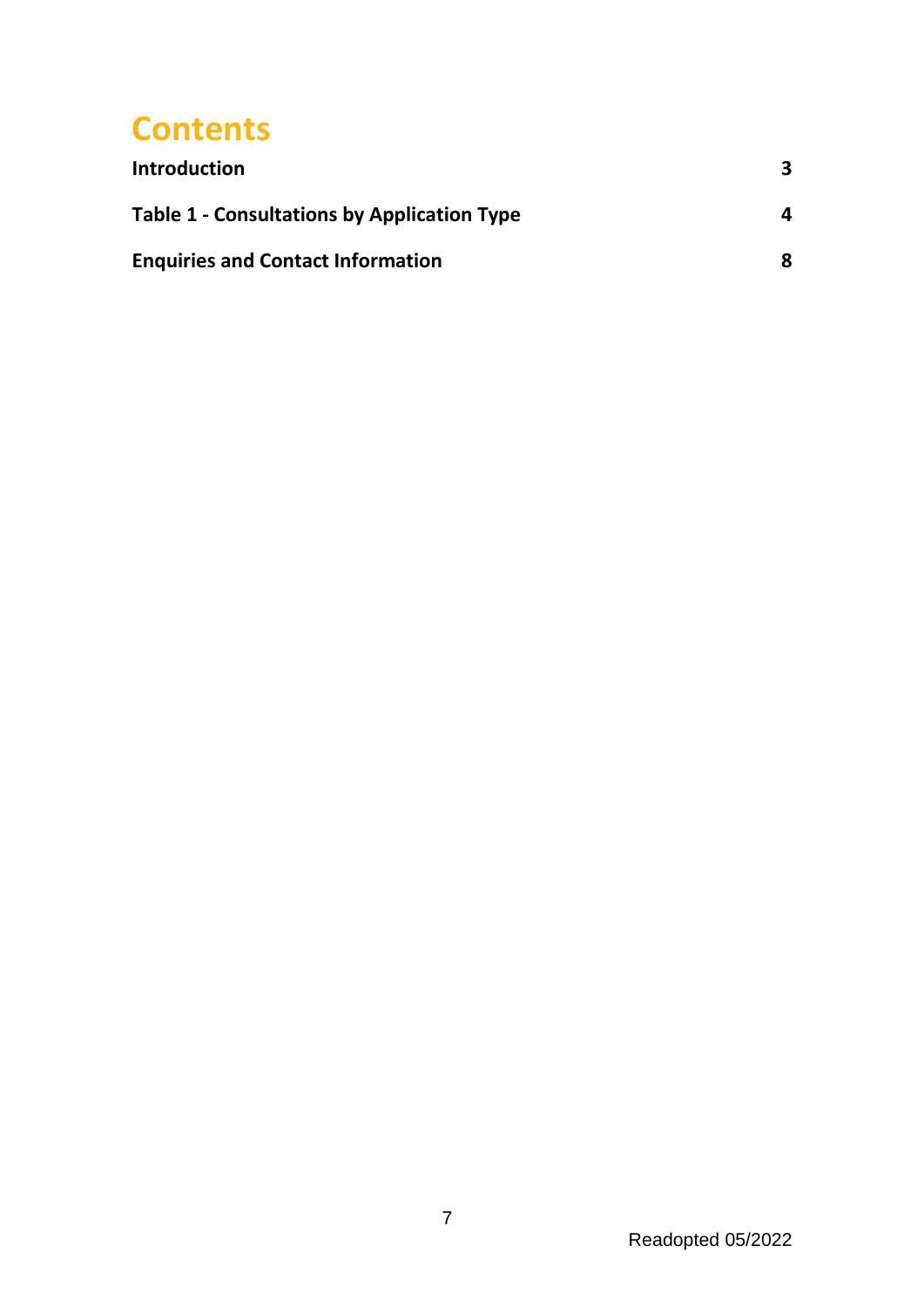# Contents

**Introduction** **3**

**Table 1 - Consultations by Application Type** **4**

**Enquiries and Contact Information** **8**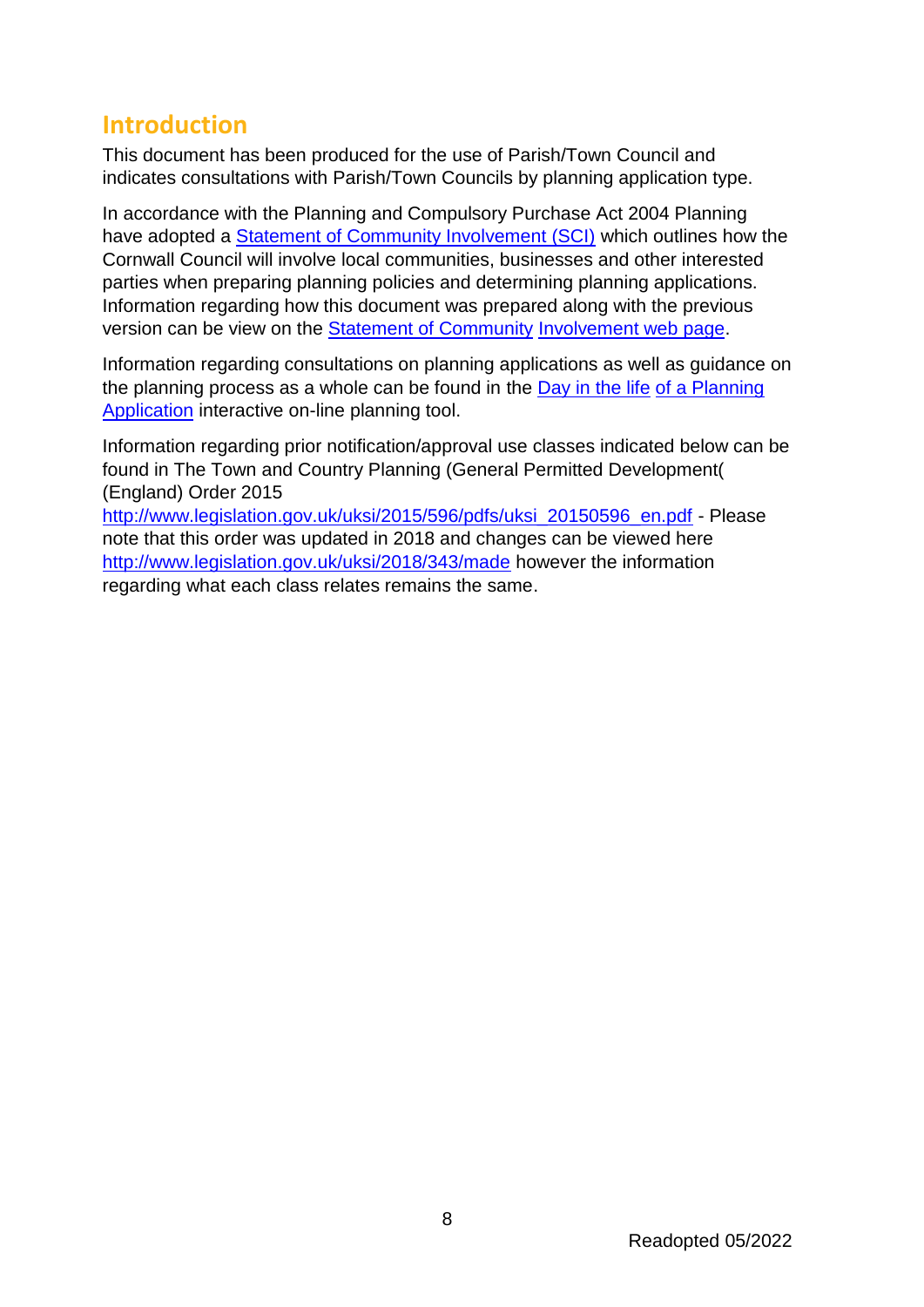## Introduction

This document has been produced for the use of Parish/Town Council and indicates consultations with Parish/Town Councils by planning application type.

In accordance with the Planning and Compulsory Purchase Act 2004 Planning have adopted a [Statement of Community Involvement (SCI)]() which outlines how the Cornwall Council will involve local communities, businesses and other interested parties when preparing planning policies and determining planning applications. Information regarding how this document was prepared along with the previous version can be view on the [Statement of Community Involvement web page]().

Information regarding consultations on planning applications as well as guidance on the planning process as a whole can be found in the [Day in the life of a Planning Application]() interactive on-line planning tool.

Information regarding prior notification/approval use classes indicated below can be found in The Town and Country Planning (General Permitted Development( (England) Order 2015 http://www.legislation.gov.uk/uksi/2015/596/pdfs/uksi_20150596_en.pdf - Please note that this order was updated in 2018 and changes can be viewed here http://www.legislation.gov.uk/uksi/2018/343/made however the information regarding what each class relates remains the same.

Readopted 05/2022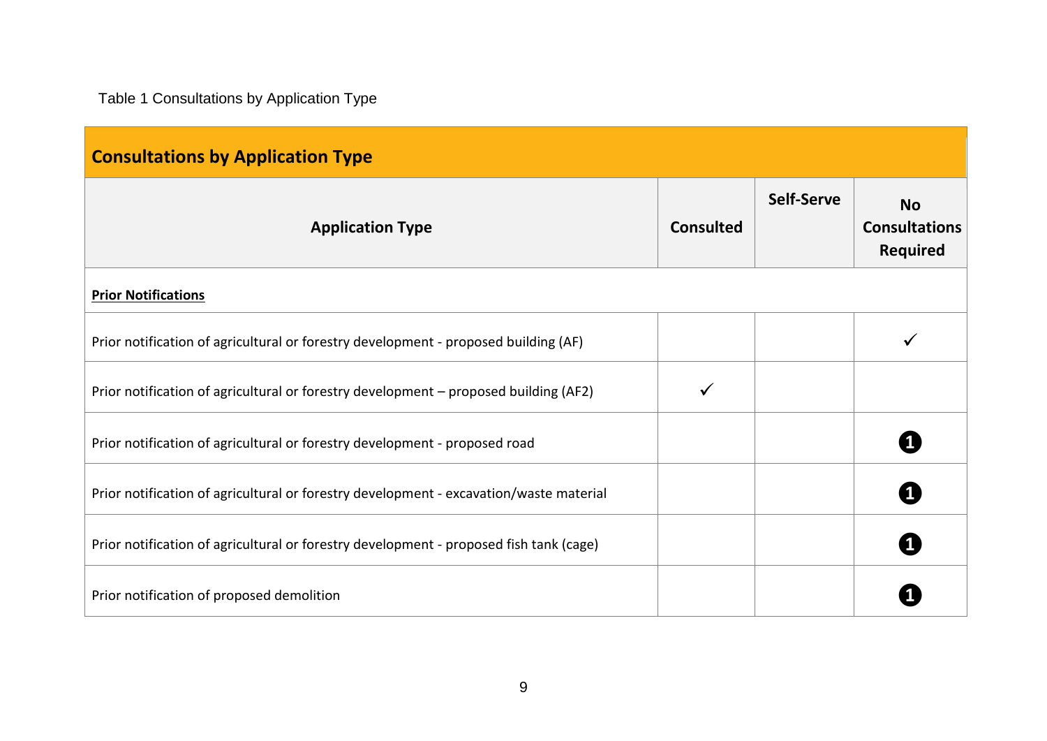Table 1 Consultations by Application Type

| **Consultations by Application Type** | | | |
|---|---|---|---|
| **Application Type** | **Consulted** | **Self-Serve** | **No Consultations Required** |
| **Prior Notifications** | | | |
| Prior notification of agricultural or forestry development - proposed building (AF) | | | ✓ |
| Prior notification of agricultural or forestry development – proposed building (AF2) | ✓ | | |
| Prior notification of agricultural or forestry development - proposed road | | | ❶ |
| Prior notification of agricultural or forestry development - excavation/waste material | | | ❶ |
| Prior notification of agricultural or forestry development - proposed fish tank (cage) | | | ❶ |
| Prior notification of proposed demolition | | | ❶ |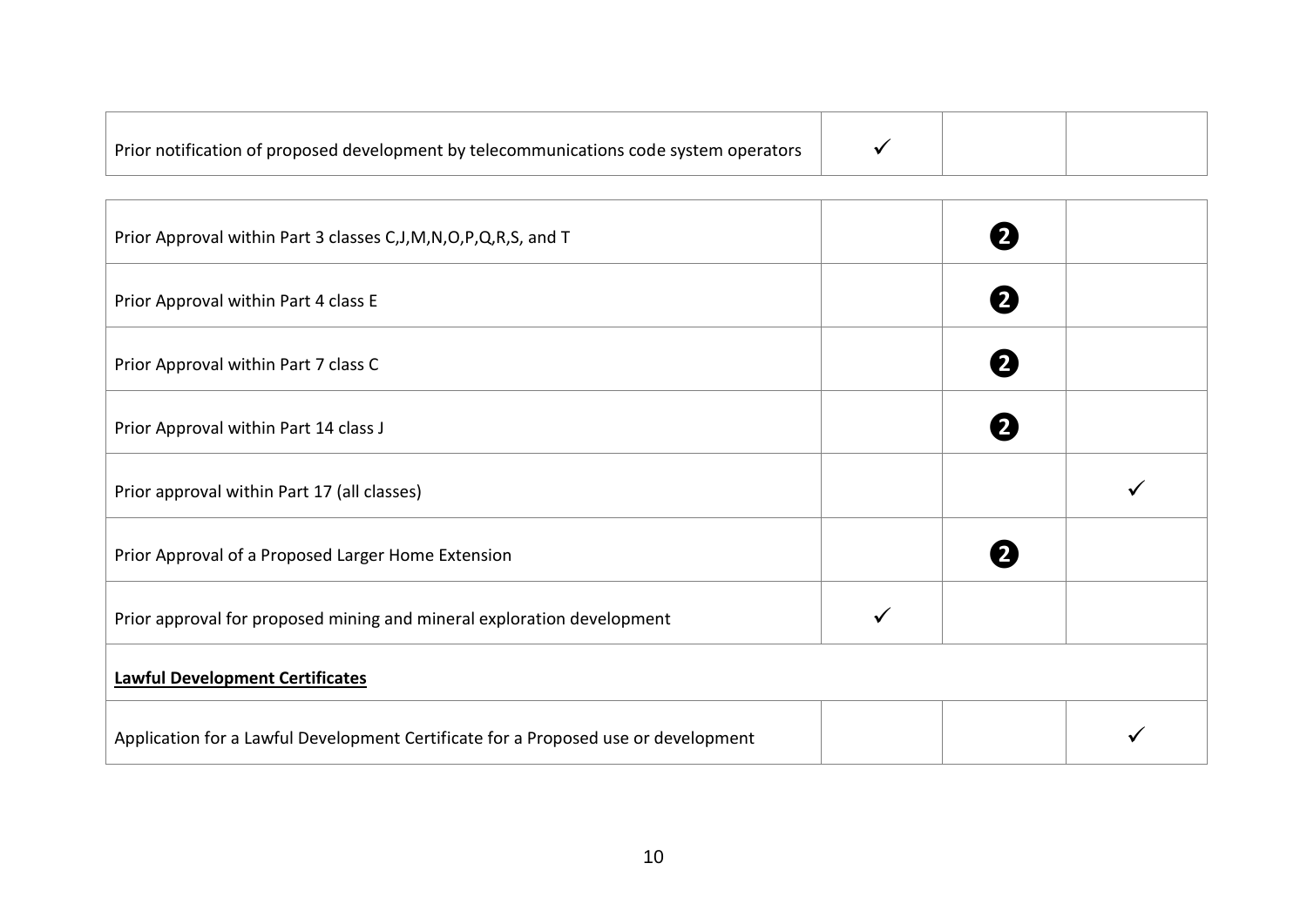| | | | |
|---|---|---|---|
| Prior notification of proposed development by telecommunications code system operators | ✓ | | |

| | | | |
|---|---|---|---|
| Prior Approval within Part 3 classes C,J,M,N,O,P,Q,R,S, and T | | ❷ | |
| Prior Approval within Part 4 class E | | ❷ | |
| Prior Approval within Part 7 class C | | ❷ | |
| Prior Approval within Part 14 class J | | ❷ | |
| Prior approval within Part 17 (all classes) | | | ✓ |
| Prior Approval of a Proposed Larger Home Extension | | ❷ | |
| Prior approval for proposed mining and mineral exploration development | ✓ | | |
| **Lawful Development Certificates** | | | |
| Application for a Lawful Development Certificate for a Proposed use or development | | | ✓ |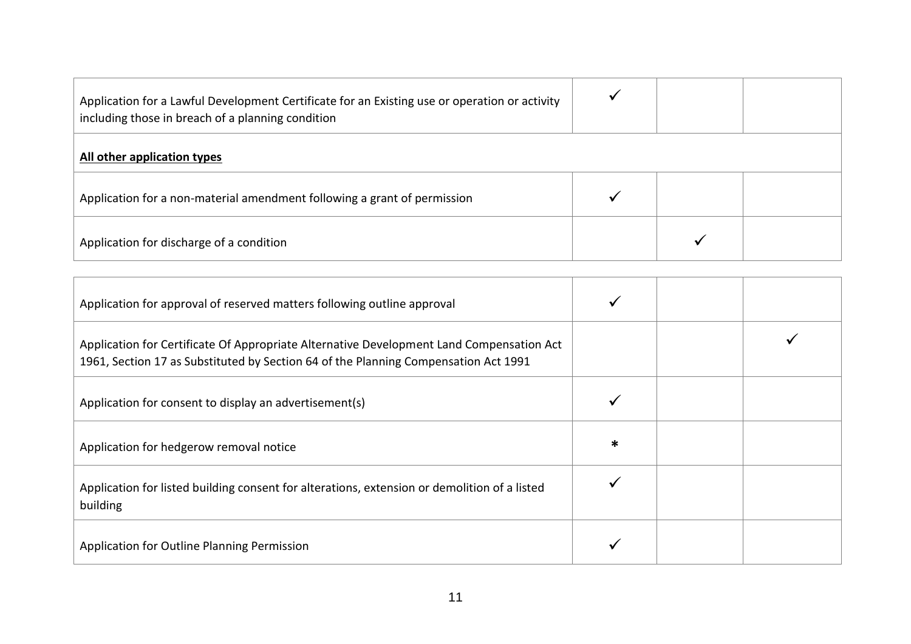| | | | |
|---|---|---|---|
| Application for a Lawful Development Certificate for an Existing use or operation or activity including those in breach of a planning condition | ✓ | | |
| **All other application types** | | | |
| Application for a non-material amendment following a grant of permission | ✓ | | |
| Application for discharge of a condition | | ✓ | |
| Application for approval of reserved matters following outline approval | ✓ | | |
| Application for Certificate Of Appropriate Alternative Development Land Compensation Act 1961, Section 17 as Substituted by Section 64 of the Planning Compensation Act 1991 | | | ✓ |
| Application for consent to display an advertisement(s) | ✓ | | |
| Application for hedgerow removal notice | * | | |
| Application for listed building consent for alterations, extension or demolition of a listed building | ✓ | | |
| Application for Outline Planning Permission | ✓ | | |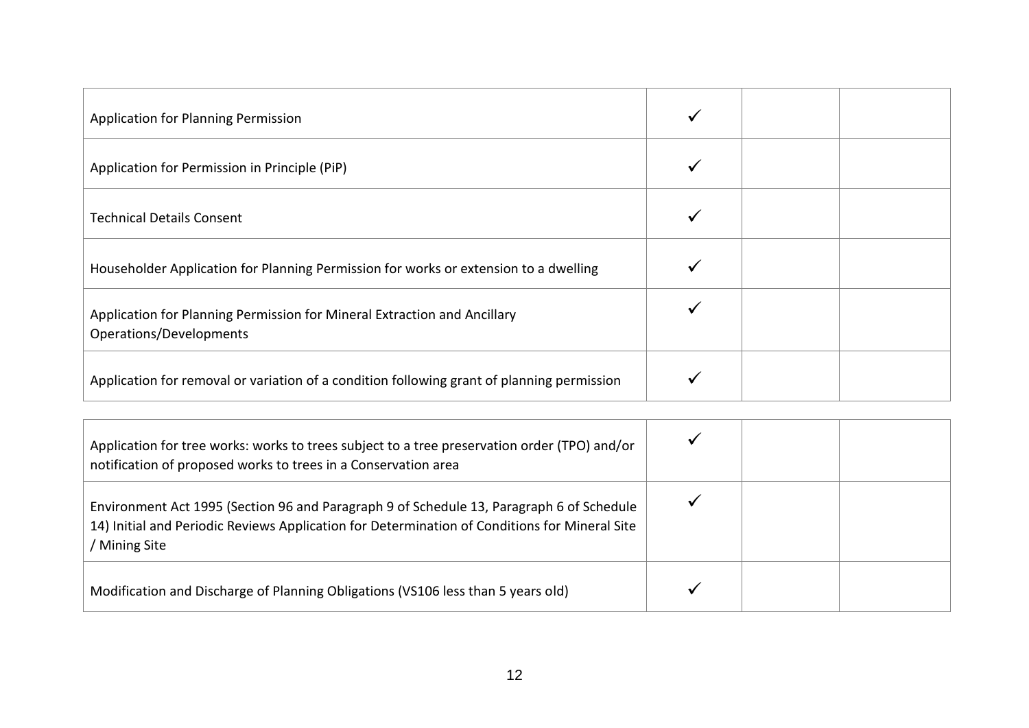| | | | |
|---|---|---|---|
| Application for Planning Permission | ✓ | | |
| Application for Permission in Principle (PiP) | ✓ | | |
| Technical Details Consent | ✓ | | |
| Householder Application for Planning Permission for works or extension to a dwelling | ✓ | | |
| Application for Planning Permission for Mineral Extraction and Ancillary Operations/Developments | ✓ | | |
| Application for removal or variation of a condition following grant of planning permission | ✓ | | |
| Application for tree works: works to trees subject to a tree preservation order (TPO) and/or notification of proposed works to trees in a Conservation area | ✓ | | |
| Environment Act 1995 (Section 96 and Paragraph 9 of Schedule 13, Paragraph 6 of Schedule 14) Initial and Periodic Reviews Application for Determination of Conditions for Mineral Site / Mining Site | ✓ | | |
| Modification and Discharge of Planning Obligations (VS106 less than 5 years old) | ✓ | | |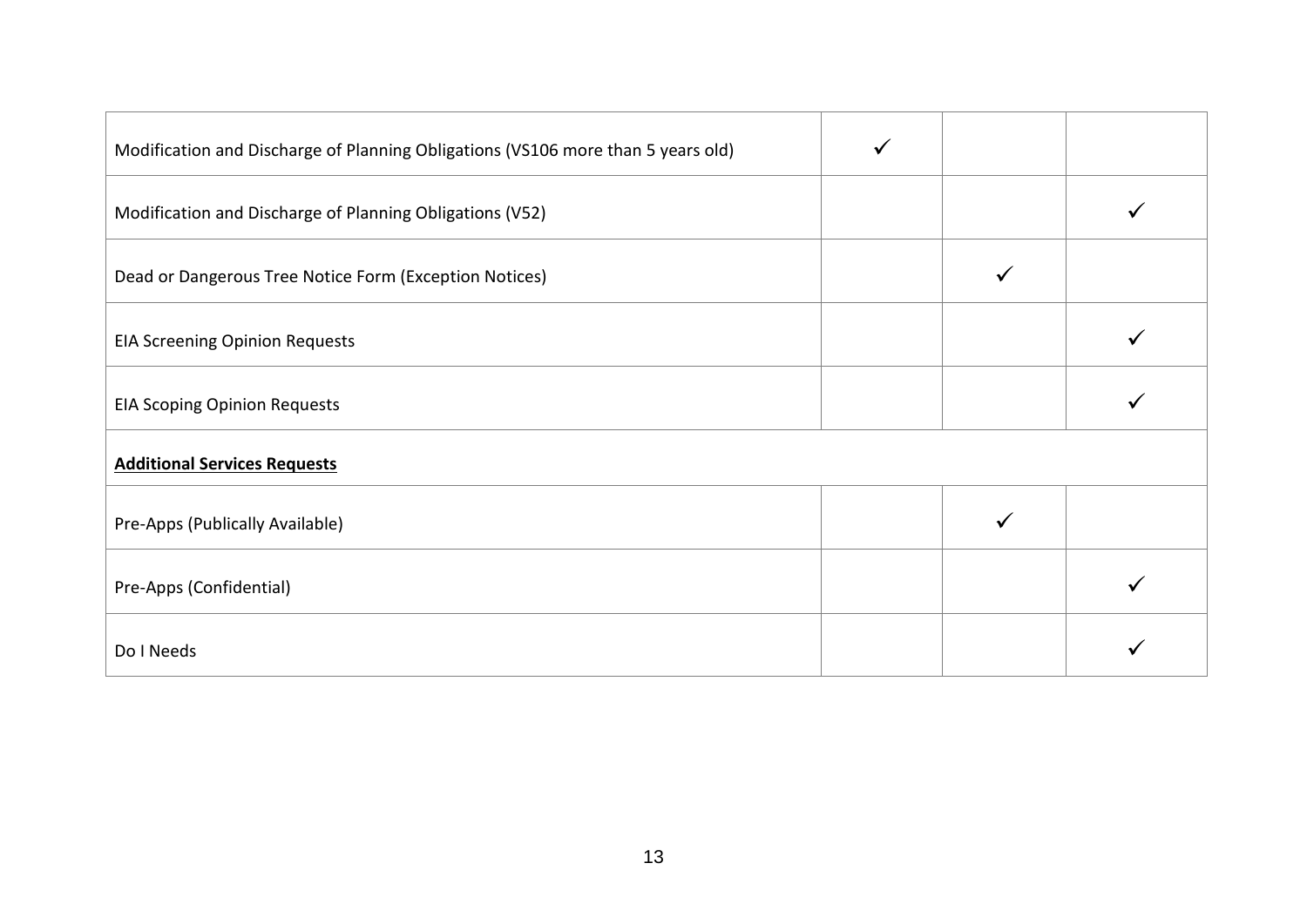| | | | |
|---|---|---|---|
| Modification and Discharge of Planning Obligations (VS106 more than 5 years old) | ✓ | | |
| Modification and Discharge of Planning Obligations (V52) | | | ✓ |
| Dead or Dangerous Tree Notice Form (Exception Notices) | | ✓ | |
| EIA Screening Opinion Requests | | | ✓ |
| EIA Scoping Opinion Requests | | | ✓ |
| **Additional Services Requests** | | | |
| Pre-Apps (Publically Available) | | ✓ | |
| Pre-Apps (Confidential) | | | ✓ |
| Do I Needs | | | ✓ |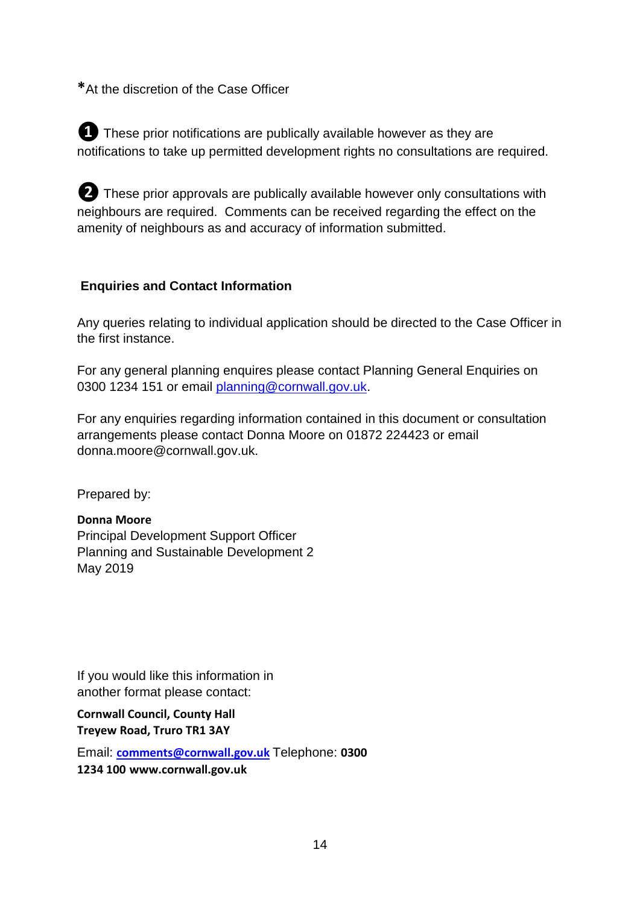*At the discretion of the Case Officer

❶ These prior notifications are publically available however as they are notifications to take up permitted development rights no consultations are required.

❷ These prior approvals are publically available however only consultations with neighbours are required. Comments can be received regarding the effect on the amenity of neighbours as and accuracy of information submitted.

## Enquiries and Contact Information

Any queries relating to individual application should be directed to the Case Officer in the first instance.

For any general planning enquires please contact Planning General Enquiries on 0300 1234 151 or email planning@cornwall.gov.uk.

For any enquiries regarding information contained in this document or consultation arrangements please contact Donna Moore on 01872 224423 or email donna.moore@cornwall.gov.uk.

Prepared by:

**Donna Moore**
Principal Development Support Officer
Planning and Sustainable Development 2
May 2019

If you would like this information in another format please contact:

**Cornwall Council, County Hall**
**Treyew Road, Truro TR1 3AY**

Email: **comments@cornwall.gov.uk** Telephone: **0300 1234 100** **www.cornwall.gov.uk**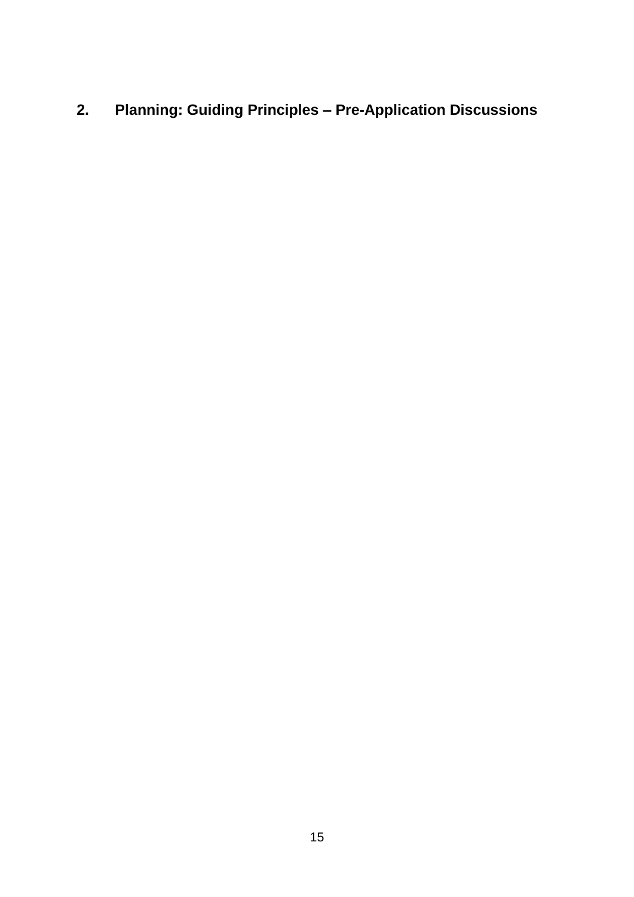## 2. Planning: Guiding Principles – Pre-Application Discussions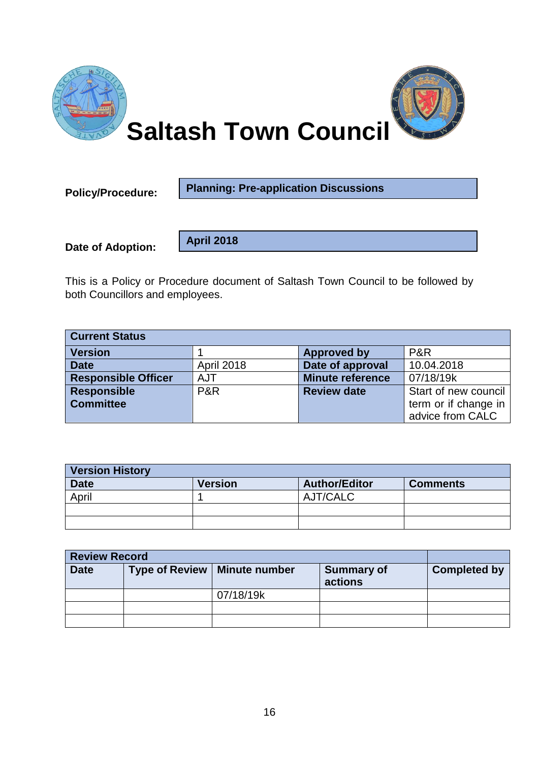# Saltash Town Council

**Policy/Procedure:** **Planning: Pre-application Discussions**

**Date of Adoption:** **April 2018**

This is a Policy or Procedure document of Saltash Town Council to be followed by both Councillors and employees.

| Current Status | | | |
|---|---|---|---|
| **Version** | 1 | **Approved by** | P&R |
| **Date** | April 2018 | **Date of approval** | 10.04.2018 |
| **Responsible Officer** | AJT | **Minute reference** | 07/18/19k |
| **Responsible Committee** | P&R | **Review date** | Start of new council term or if change in advice from CALC |

| Version History | | | |
|---|---|---|---|
| **Date** | **Version** | **Author/Editor** | **Comments** |
| April | 1 | AJT/CALC | |
| | | | |
| | | | |

| Review Record | | | | |
|---|---|---|---|---|
| **Date** | **Type of Review** | **Minute number** | **Summary of actions** | **Completed by** |
| | | 07/18/19k | | |
| | | | | |
| | | | | |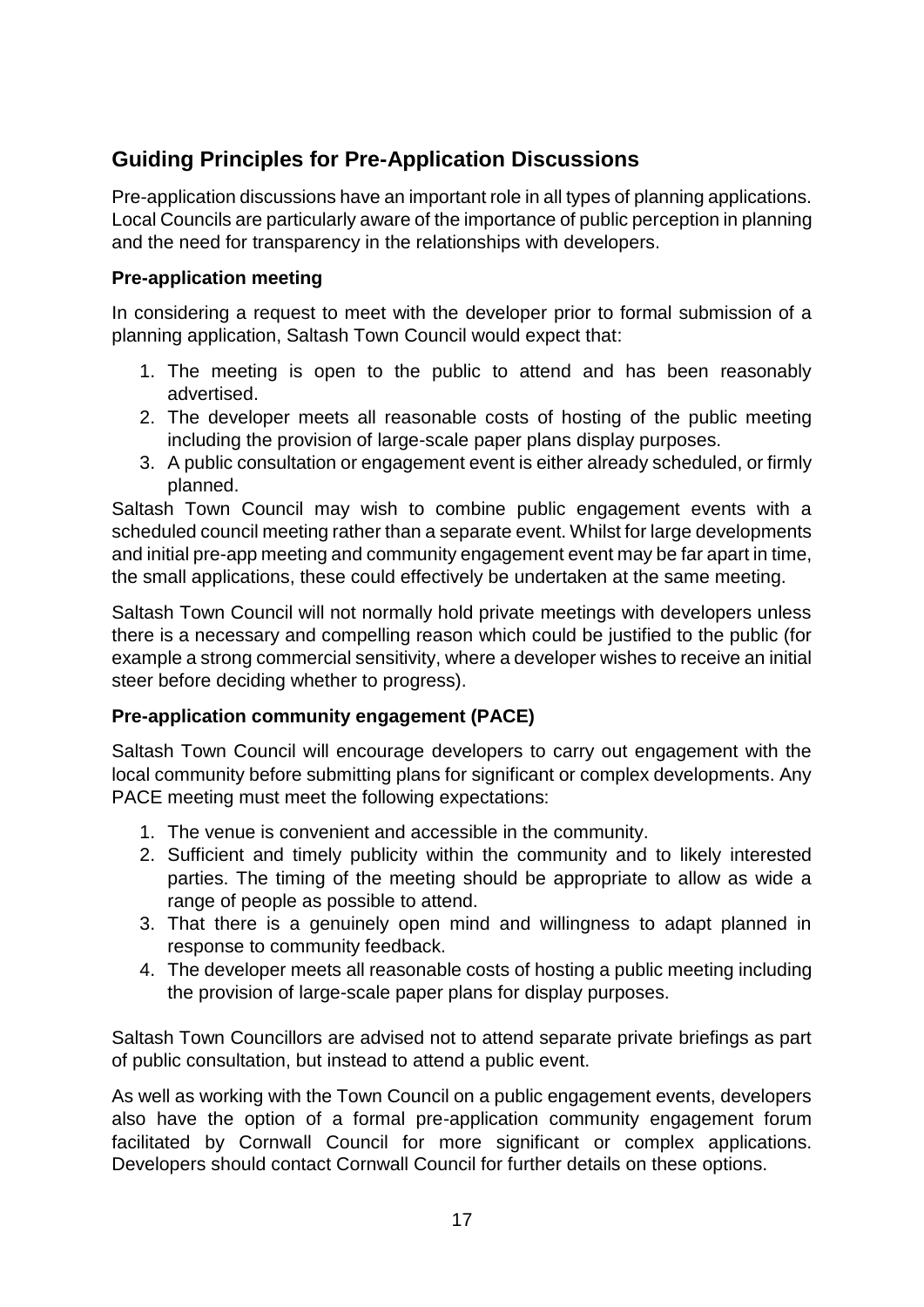## Guiding Principles for Pre-Application Discussions

Pre-application discussions have an important role in all types of planning applications. Local Councils are particularly aware of the importance of public perception in planning and the need for transparency in the relationships with developers.

### Pre-application meeting

In considering a request to meet with the developer prior to formal submission of a planning application, Saltash Town Council would expect that:

1. The meeting is open to the public to attend and has been reasonably advertised.
2. The developer meets all reasonable costs of hosting of the public meeting including the provision of large-scale paper plans display purposes.
3. A public consultation or engagement event is either already scheduled, or firmly planned.

Saltash Town Council may wish to combine public engagement events with a scheduled council meeting rather than a separate event. Whilst for large developments and initial pre-app meeting and community engagement event may be far apart in time, the small applications, these could effectively be undertaken at the same meeting.

Saltash Town Council will not normally hold private meetings with developers unless there is a necessary and compelling reason which could be justified to the public (for example a strong commercial sensitivity, where a developer wishes to receive an initial steer before deciding whether to progress).

### Pre-application community engagement (PACE)

Saltash Town Council will encourage developers to carry out engagement with the local community before submitting plans for significant or complex developments. Any PACE meeting must meet the following expectations:

1. The venue is convenient and accessible in the community.
2. Sufficient and timely publicity within the community and to likely interested parties. The timing of the meeting should be appropriate to allow as wide a range of people as possible to attend.
3. That there is a genuinely open mind and willingness to adapt planned in response to community feedback.
4. The developer meets all reasonable costs of hosting a public meeting including the provision of large-scale paper plans for display purposes.

Saltash Town Councillors are advised not to attend separate private briefings as part of public consultation, but instead to attend a public event.

As well as working with the Town Council on a public engagement events, developers also have the option of a formal pre-application community engagement forum facilitated by Cornwall Council for more significant or complex applications. Developers should contact Cornwall Council for further details on these options.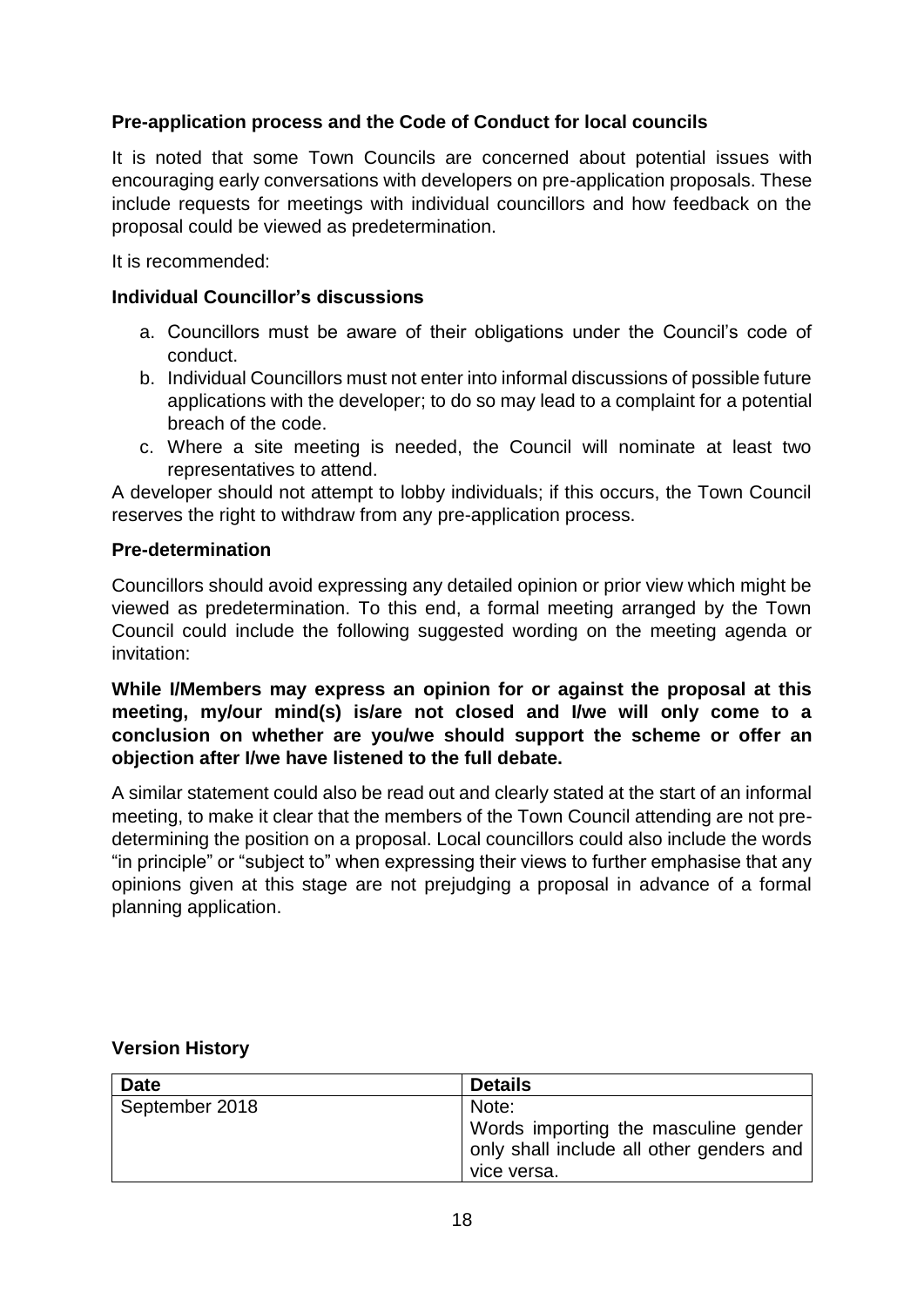### Pre-application process and the Code of Conduct for local councils

It is noted that some Town Councils are concerned about potential issues with encouraging early conversations with developers on pre-application proposals. These include requests for meetings with individual councillors and how feedback on the proposal could be viewed as predetermination.

It is recommended:

### Individual Councillor's discussions

a. Councillors must be aware of their obligations under the Council's code of conduct.
b. Individual Councillors must not enter into informal discussions of possible future applications with the developer; to do so may lead to a complaint for a potential breach of the code.
c. Where a site meeting is needed, the Council will nominate at least two representatives to attend.

A developer should not attempt to lobby individuals; if this occurs, the Town Council reserves the right to withdraw from any pre-application process.

### Pre-determination

Councillors should avoid expressing any detailed opinion or prior view which might be viewed as predetermination. To this end, a formal meeting arranged by the Town Council could include the following suggested wording on the meeting agenda or invitation:

**While I/Members may express an opinion for or against the proposal at this meeting, my/our mind(s) is/are not closed and I/we will only come to a conclusion on whether are you/we should support the scheme or offer an objection after I/we have listened to the full debate.**

A similar statement could also be read out and clearly stated at the start of an informal meeting, to make it clear that the members of the Town Council attending are not pre-determining the position on a proposal. Local councillors could also include the words "in principle" or "subject to" when expressing their views to further emphasise that any opinions given at this stage are not prejudging a proposal in advance of a formal planning application.

### Version History

| Date | Details |
| --- | --- |
| September 2018 | Note: Words importing the masculine gender only shall include all other genders and vice versa. |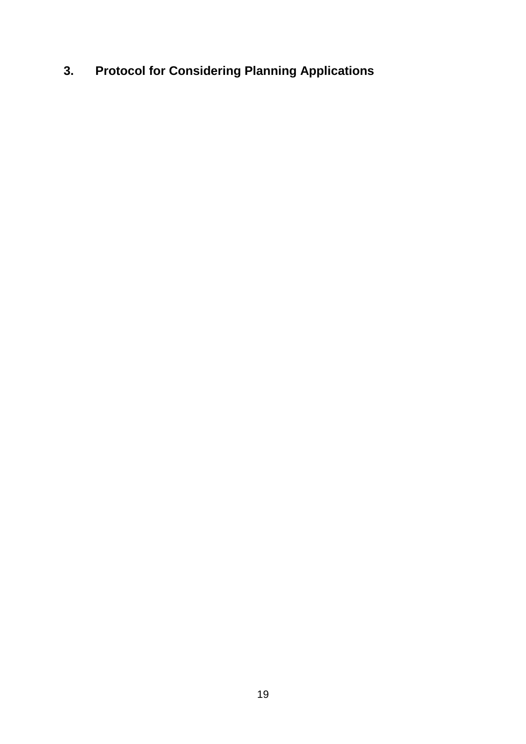## 3. Protocol for Considering Planning Applications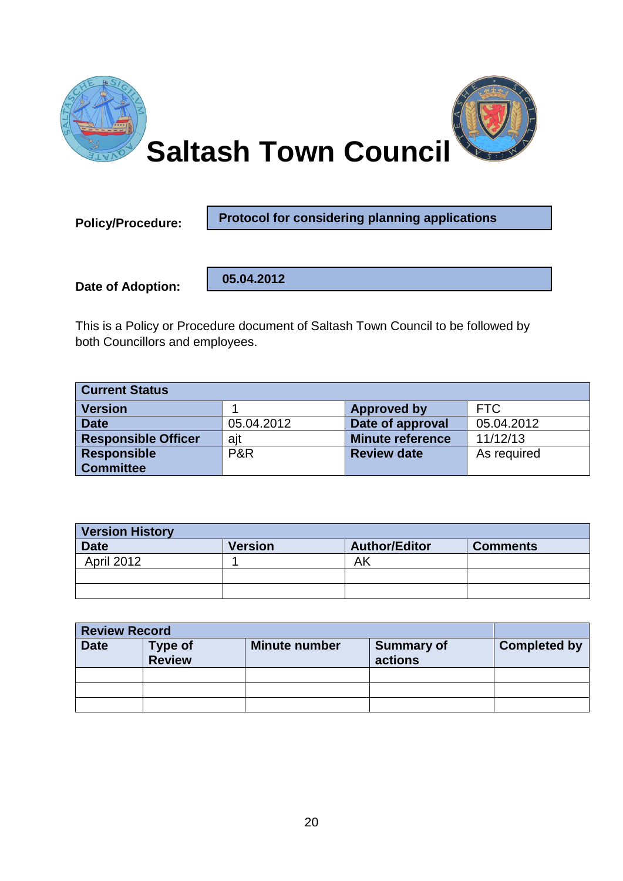# Saltash Town Council

**Policy/Procedure:** **Protocol for considering planning applications**

**Date of Adoption:** **05.04.2012**

This is a Policy or Procedure document of Saltash Town Council to be followed by both Councillors and employees.

| **Current Status** | | | |
|---|---|---|---|
| **Version** | 1 | **Approved by** | FTC |
| **Date** | 05.04.2012 | **Date of approval** | 05.04.2012 |
| **Responsible Officer** | ajt | **Minute reference** | 11/12/13 |
| **Responsible Committee** | P&R | **Review date** | As required |

| **Version History** | | | |
|---|---|---|---|
| **Date** | **Version** | **Author/Editor** | **Comments** |
| April 2012 | 1 | AK | |
| | | | |
| | | | |

| **Review Record** | | | | |
|---|---|---|---|---|
| **Date** | **Type of Review** | **Minute number** | **Summary of actions** | **Completed by** |
| | | | | |
| | | | | |
| | | | | |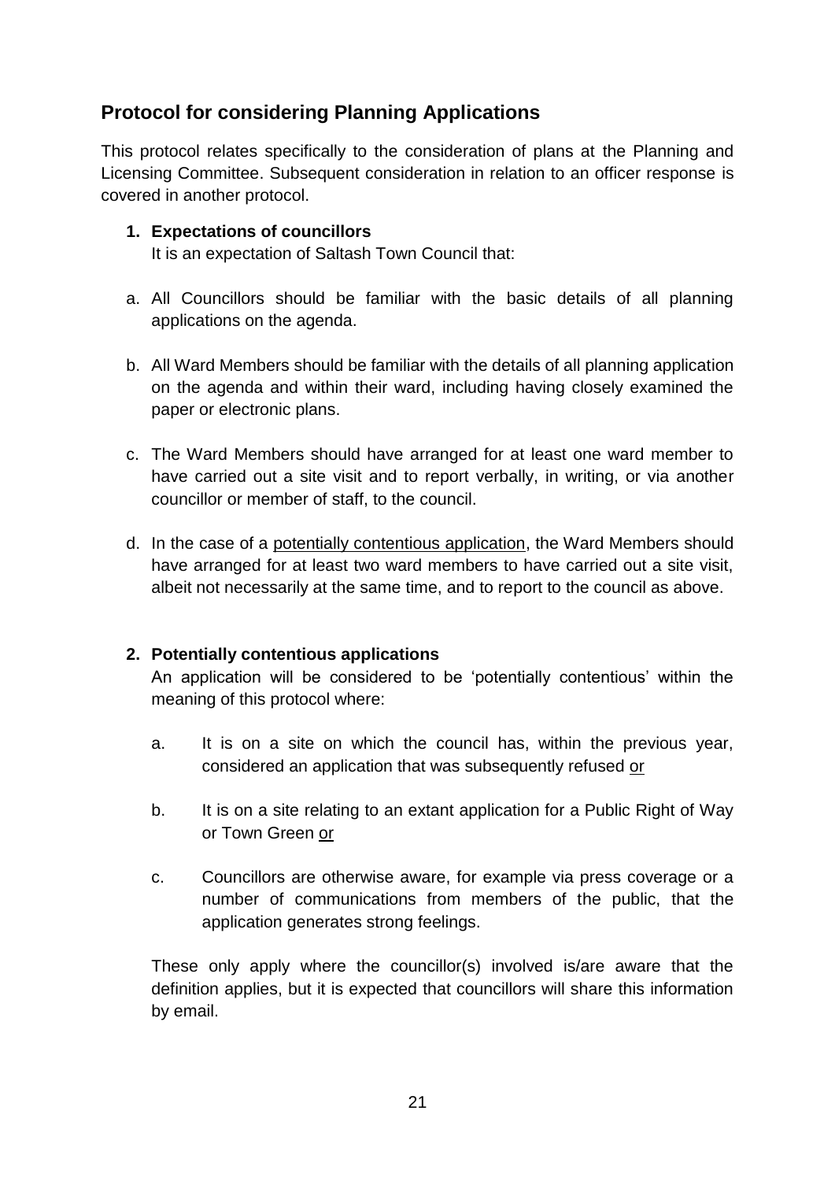## Protocol for considering Planning Applications

This protocol relates specifically to the consideration of plans at the Planning and Licensing Committee. Subsequent consideration in relation to an officer response is covered in another protocol.

1. **Expectations of councillors**

   It is an expectation of Saltash Town Council that:

a. All Councillors should be familiar with the basic details of all planning applications on the agenda.

b. All Ward Members should be familiar with the details of all planning application on the agenda and within their ward, including having closely examined the paper or electronic plans.

c. The Ward Members should have arranged for at least one ward member to have carried out a site visit and to report verbally, in writing, or via another councillor or member of staff, to the council.

d. In the case of a <u>potentially contentious application</u>, the Ward Members should have arranged for at least two ward members to have carried out a site visit, albeit not necessarily at the same time, and to report to the council as above.

2. **Potentially contentious applications**

   An application will be considered to be 'potentially contentious' within the meaning of this protocol where:

   a. It is on a site on which the council has, within the previous year, considered an application that was subsequently refused <u>or</u>

   b. It is on a site relating to an extant application for a Public Right of Way or Town Green <u>or</u>

   c. Councillors are otherwise aware, for example via press coverage or a number of communications from members of the public, that the application generates strong feelings.

   These only apply where the councillor(s) involved is/are aware that the definition applies, but it is expected that councillors will share this information by email.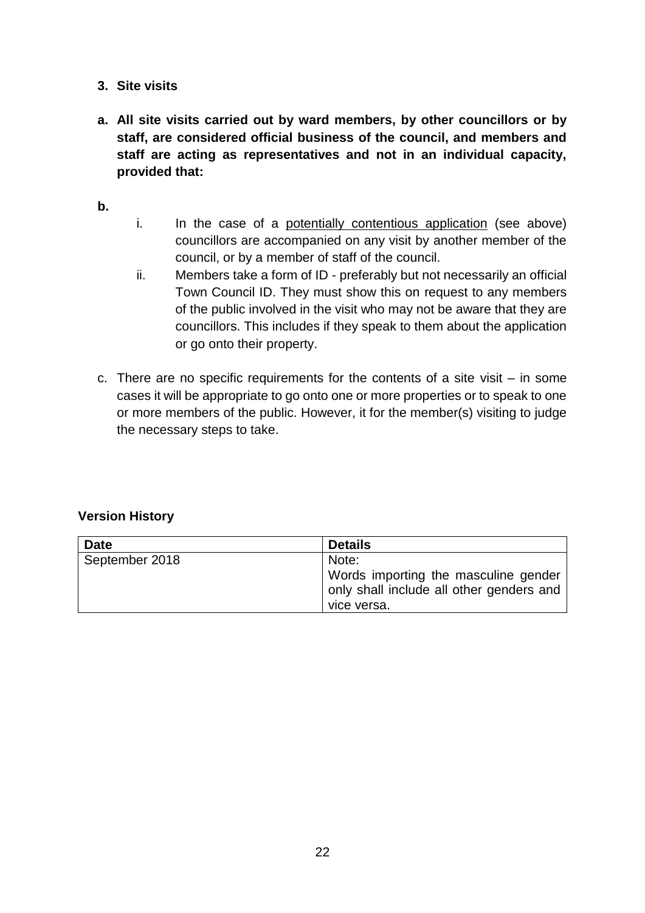**3. Site visits**

**a. All site visits carried out by ward members, by other councillors or by staff, are considered official business of the council, and members and staff are acting as representatives and not in an individual capacity, provided that:**

**b.**

  i. In the case of a <u>potentially contentious application</u> (see above) councillors are accompanied on any visit by another member of the council, or by a member of staff of the council.

  ii. Members take a form of ID - preferably but not necessarily an official Town Council ID. They must show this on request to any members of the public involved in the visit who may not be aware that they are councillors. This includes if they speak to them about the application or go onto their property.

c. There are no specific requirements for the contents of a site visit – in some cases it will be appropriate to go onto one or more properties or to speak to one or more members of the public. However, it for the member(s) visiting to judge the necessary steps to take.

**Version History**

| Date | Details |
|---|---|
| September 2018 | Note: Words importing the masculine gender only shall include all other genders and vice versa. |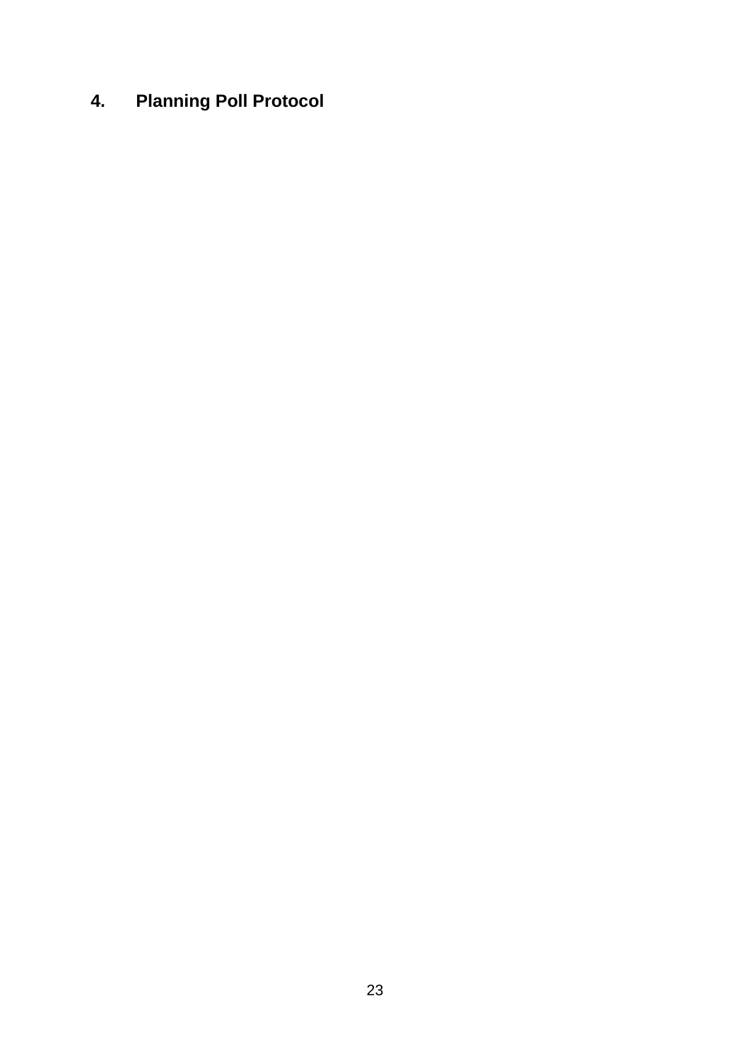## 4. Planning Poll Protocol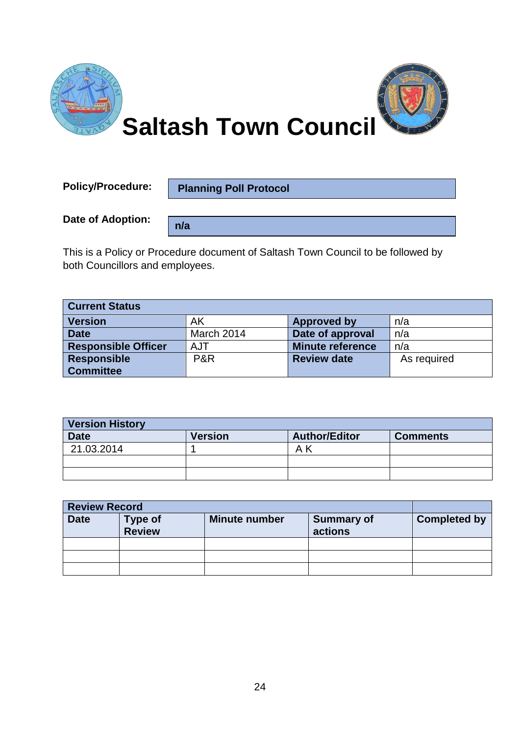# Saltash Town Council

**Policy/Procedure:** **Planning Poll Protocol**

**Date of Adoption:** **n/a**

This is a Policy or Procedure document of Saltash Town Council to be followed by both Councillors and employees.

| Current Status | | | |
|---|---|---|---|
| **Version** | AK | **Approved by** | n/a |
| **Date** | March 2014 | **Date of approval** | n/a |
| **Responsible Officer** | AJT | **Minute reference** | n/a |
| **Responsible Committee** | P&R | **Review date** | As required |

| Version History | | | |
|---|---|---|---|
| **Date** | **Version** | **Author/Editor** | **Comments** |
| 21.03.2014 | 1 | A K | |
| | | | |
| | | | |

| Review Record | | | | |
|---|---|---|---|---|
| **Date** | **Type of Review** | **Minute number** | **Summary of actions** | **Completed by** |
| | | | | |
| | | | | |
| | | | | |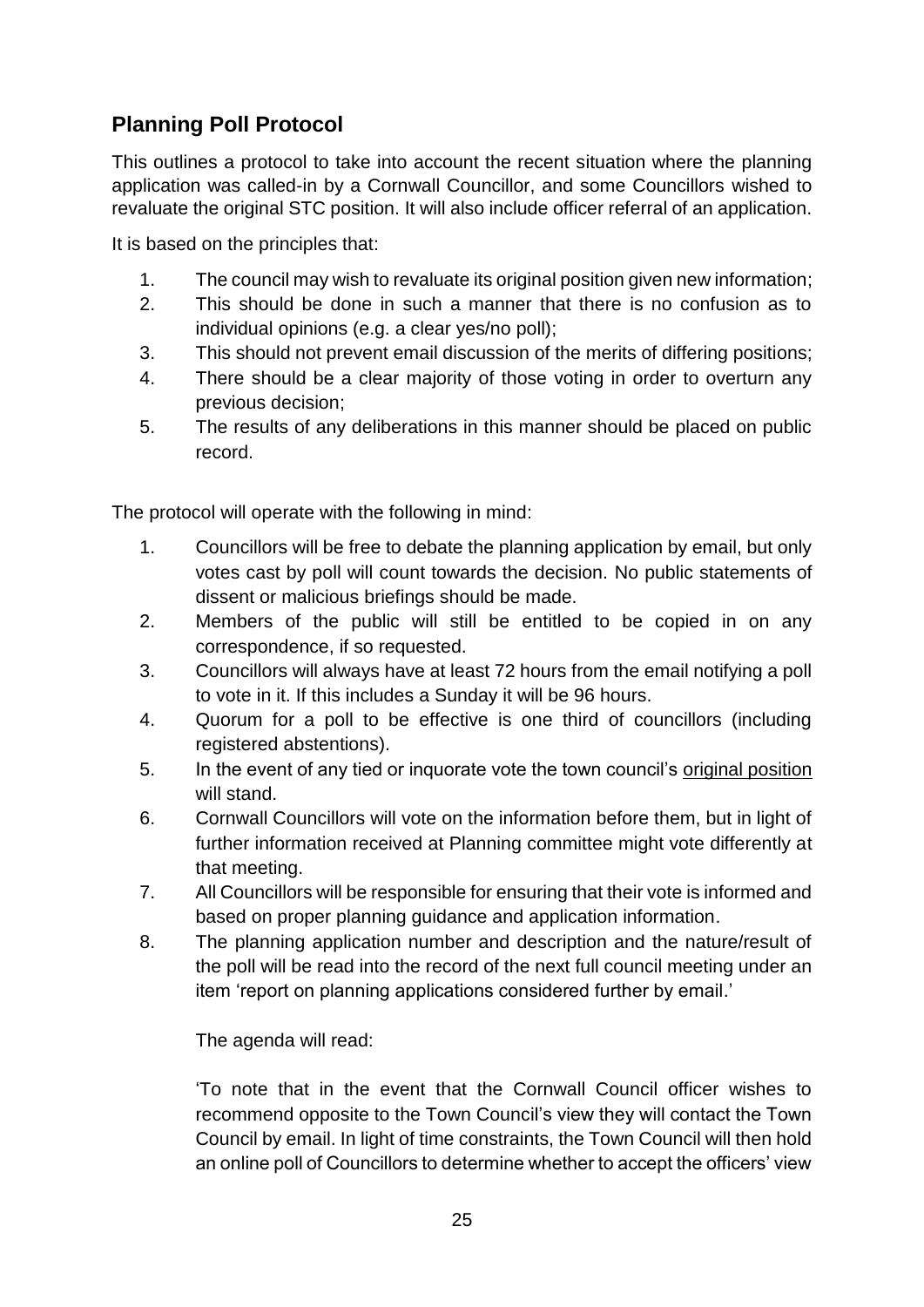## Planning Poll Protocol

This outlines a protocol to take into account the recent situation where the planning application was called-in by a Cornwall Councillor, and some Councillors wished to revaluate the original STC position. It will also include officer referral of an application.

It is based on the principles that:

1. The council may wish to revaluate its original position given new information;
2. This should be done in such a manner that there is no confusion as to individual opinions (e.g. a clear yes/no poll);
3. This should not prevent email discussion of the merits of differing positions;
4. There should be a clear majority of those voting in order to overturn any previous decision;
5. The results of any deliberations in this manner should be placed on public record.

The protocol will operate with the following in mind:

1. Councillors will be free to debate the planning application by email, but only votes cast by poll will count towards the decision. No public statements of dissent or malicious briefings should be made.
2. Members of the public will still be entitled to be copied in on any correspondence, if so requested.
3. Councillors will always have at least 72 hours from the email notifying a poll to vote in it. If this includes a Sunday it will be 96 hours.
4. Quorum for a poll to be effective is one third of councillors (including registered abstentions).
5. In the event of any tied or inquorate vote the town council's <u>original position</u> will stand.
6. Cornwall Councillors will vote on the information before them, but in light of further information received at Planning committee might vote differently at that meeting.
7. All Councillors will be responsible for ensuring that their vote is informed and based on proper planning guidance and application information.
8. The planning application number and description and the nature/result of the poll will be read into the record of the next full council meeting under an item 'report on planning applications considered further by email.'

   The agenda will read:

   'To note that in the event that the Cornwall Council officer wishes to recommend opposite to the Town Council's view they will contact the Town Council by email. In light of time constraints, the Town Council will then hold an online poll of Councillors to determine whether to accept the officers' view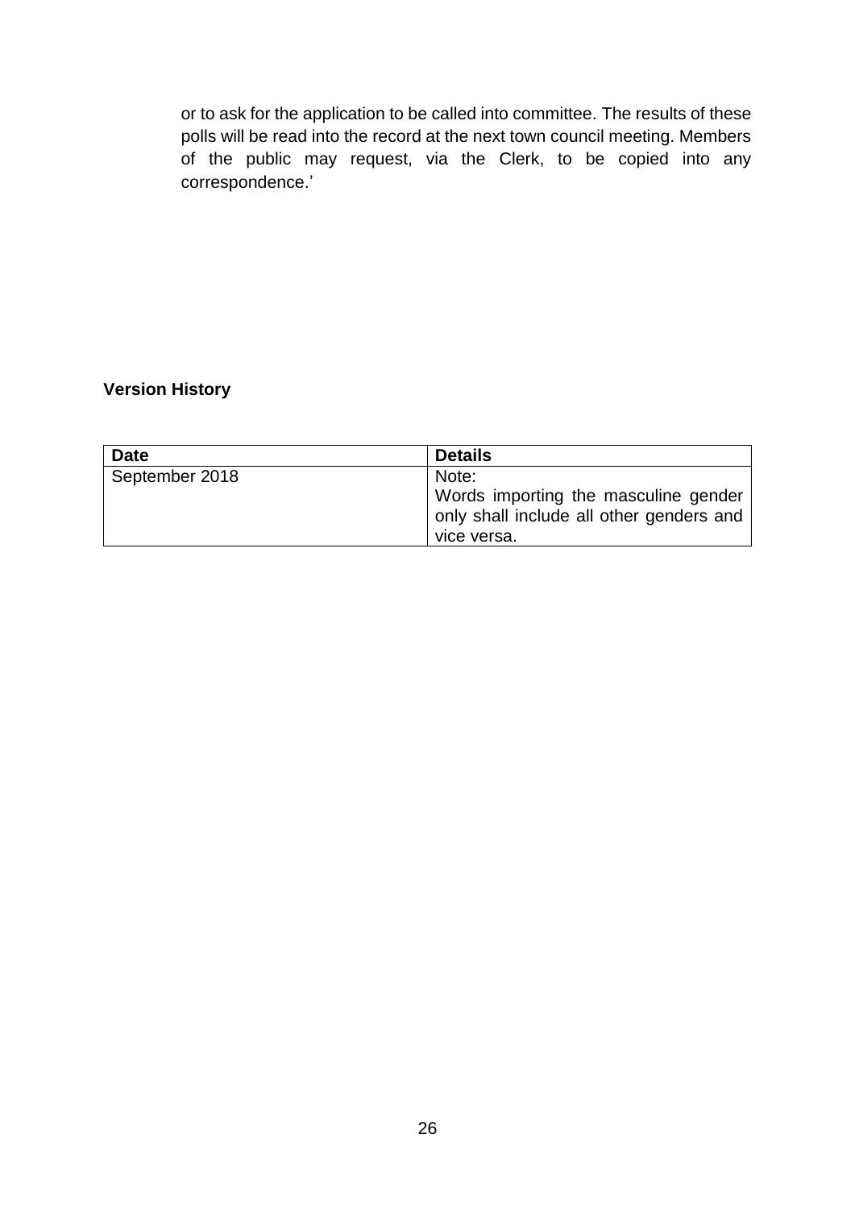or to ask for the application to be called into committee. The results of these polls will be read into the record at the next town council meeting. Members of the public may request, via the Clerk, to be copied into any correspondence.'

**Version History**

| Date | Details |
| --- | --- |
| September 2018 | Note:<br>Words importing the masculine gender only shall include all other genders and vice versa. |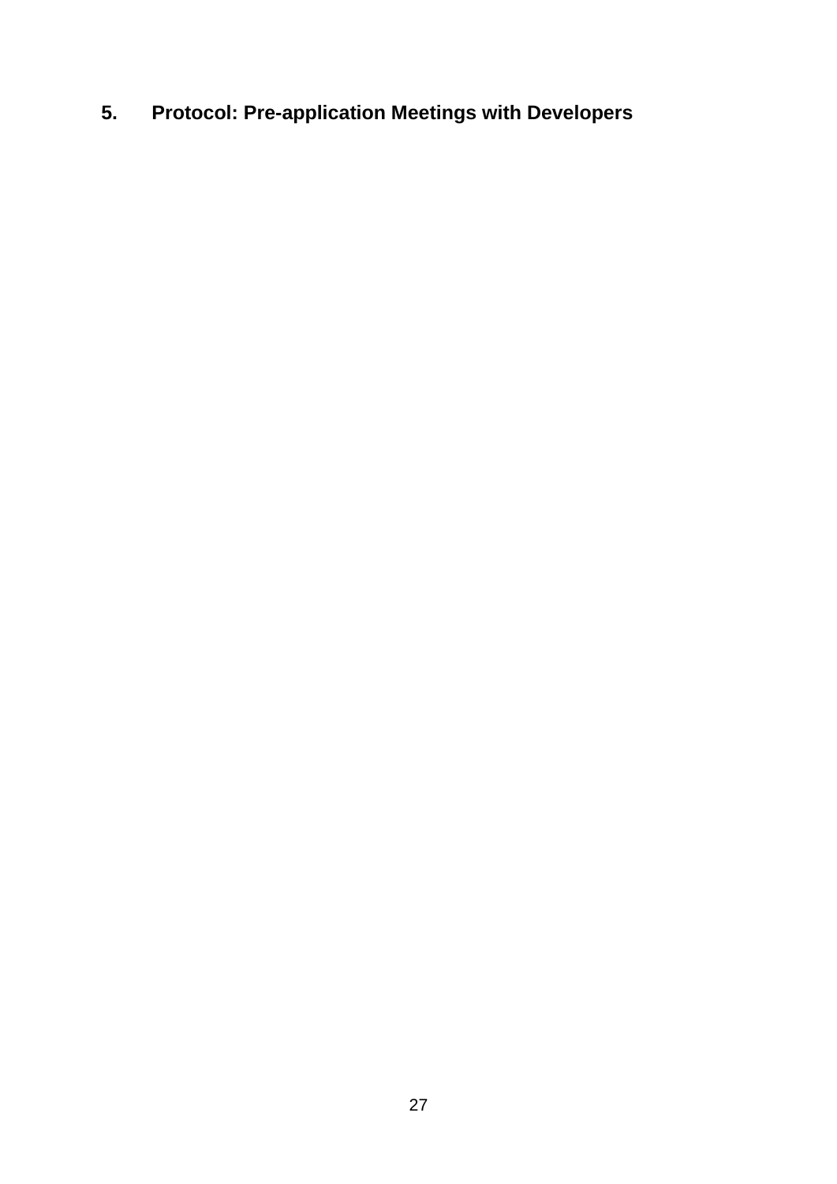## 5. Protocol: Pre-application Meetings with Developers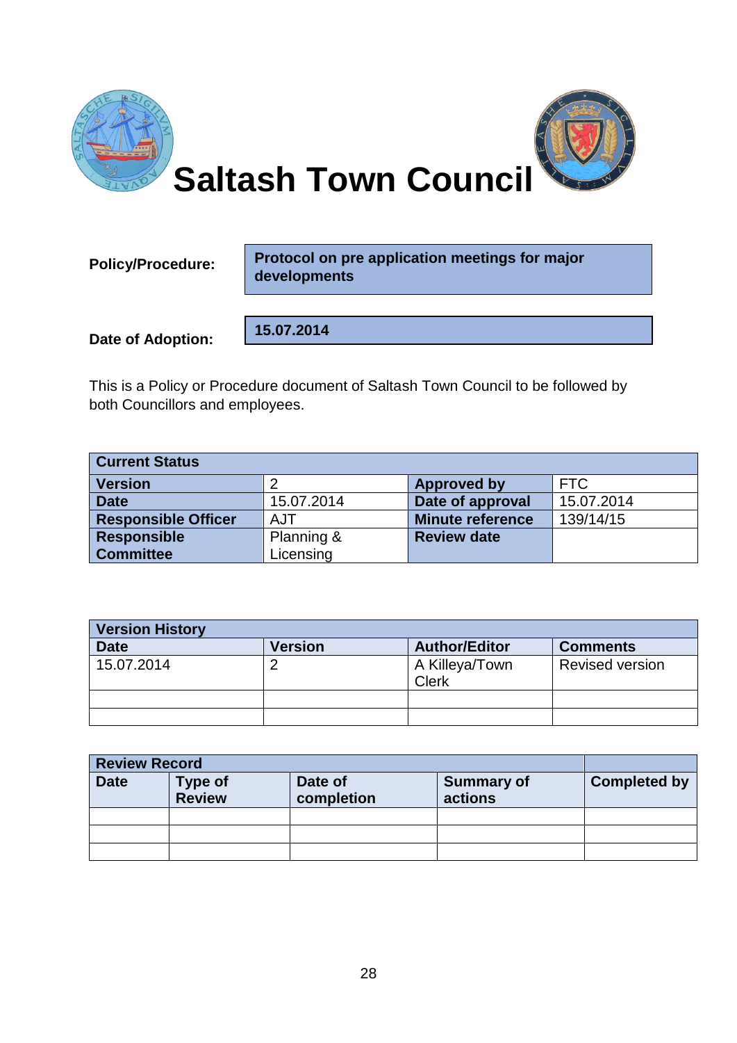# Saltash Town Council

| **Policy/Procedure:** | **Protocol on pre application meetings for major developments** |
|---|---|
| **Date of Adoption:** | **15.07.2014** |

This is a Policy or Procedure document of Saltash Town Council to be followed by both Councillors and employees.

| **Current Status** | | | |
|---|---|---|---|
| **Version** | 2 | **Approved by** | FTC |
| **Date** | 15.07.2014 | **Date of approval** | 15.07.2014 |
| **Responsible Officer** | AJT | **Minute reference** | 139/14/15 |
| **Responsible Committee** | Planning & Licensing | **Review date** | |

| **Version History** | | | |
|---|---|---|---|
| **Date** | **Version** | **Author/Editor** | **Comments** |
| 15.07.2014 | 2 | A Killeya/Town Clerk | Revised version |
| | | | |
| | | | |

| **Review Record** | | | | |
|---|---|---|---|---|
| **Date** | **Type of Review** | **Date of completion** | **Summary of actions** | **Completed by** |
| | | | | |
| | | | | |
| | | | | |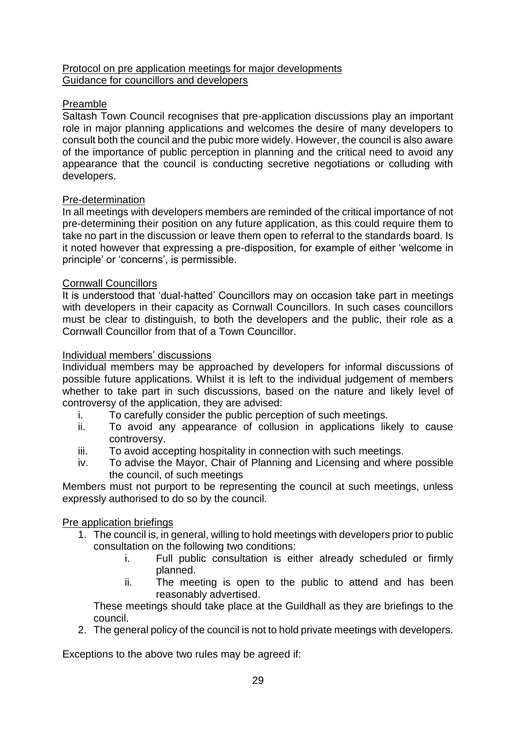Protocol on pre application meetings for major developments
Guidance for councillors and developers

## Preamble

Saltash Town Council recognises that pre-application discussions play an important role in major planning applications and welcomes the desire of many developers to consult both the council and the pubic more widely. However, the council is also aware of the importance of public perception in planning and the critical need to avoid any appearance that the council is conducting secretive negotiations or colluding with developers.

## Pre-determination

In all meetings with developers members are reminded of the critical importance of not pre-determining their position on any future application, as this could require them to take no part in the discussion or leave them open to referral to the standards board. Is it noted however that expressing a pre-disposition, for example of either 'welcome in principle' or 'concerns', is permissible.

## Cornwall Councillors

It is understood that 'dual-hatted' Councillors may on occasion take part in meetings with developers in their capacity as Cornwall Councillors. In such cases councillors must be clear to distinguish, to both the developers and the public, their role as a Cornwall Councillor from that of a Town Councillor.

## Individual members' discussions

Individual members may be approached by developers for informal discussions of possible future applications. Whilst it is left to the individual judgement of members whether to take part in such discussions, based on the nature and likely level of controversy of the application, they are advised:

i. To carefully consider the public perception of such meetings.
ii. To avoid any appearance of collusion in applications likely to cause controversy.
iii. To avoid accepting hospitality in connection with such meetings.
iv. To advise the Mayor, Chair of Planning and Licensing and where possible the council, of such meetings

Members must not purport to be representing the council at such meetings, unless expressly authorised to do so by the council.

## Pre application briefings

1. The council is, in general, willing to hold meetings with developers prior to public consultation on the following two conditions:
    i. Full public consultation is either already scheduled or firmly planned.
    ii. The meeting is open to the public to attend and has been reasonably advertised.

    These meetings should take place at the Guildhall as they are briefings to the council.
2. The general policy of the council is not to hold private meetings with developers.

Exceptions to the above two rules may be agreed if: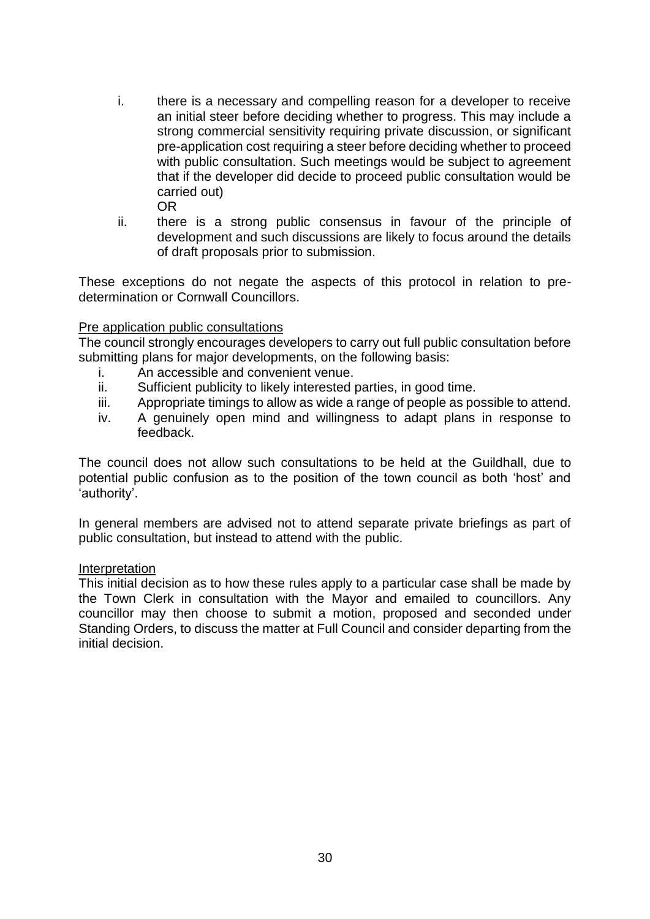i. there is a necessary and compelling reason for a developer to receive an initial steer before deciding whether to progress. This may include a strong commercial sensitivity requiring private discussion, or significant pre-application cost requiring a steer before deciding whether to proceed with public consultation. Such meetings would be subject to agreement that if the developer did decide to proceed public consultation would be carried out)

   OR

ii. there is a strong public consensus in favour of the principle of development and such discussions are likely to focus around the details of draft proposals prior to submission.

These exceptions do not negate the aspects of this protocol in relation to pre-determination or Cornwall Councillors.

<u>Pre application public consultations</u>

The council strongly encourages developers to carry out full public consultation before submitting plans for major developments, on the following basis:

i. An accessible and convenient venue.
ii. Sufficient publicity to likely interested parties, in good time.
iii. Appropriate timings to allow as wide a range of people as possible to attend.
iv. A genuinely open mind and willingness to adapt plans in response to feedback.

The council does not allow such consultations to be held at the Guildhall, due to potential public confusion as to the position of the town council as both 'host' and 'authority'.

In general members are advised not to attend separate private briefings as part of public consultation, but instead to attend with the public.

<u>Interpretation</u>

This initial decision as to how these rules apply to a particular case shall be made by the Town Clerk in consultation with the Mayor and emailed to councillors. Any councillor may then choose to submit a motion, proposed and seconded under Standing Orders, to discuss the matter at Full Council and consider departing from the initial decision.